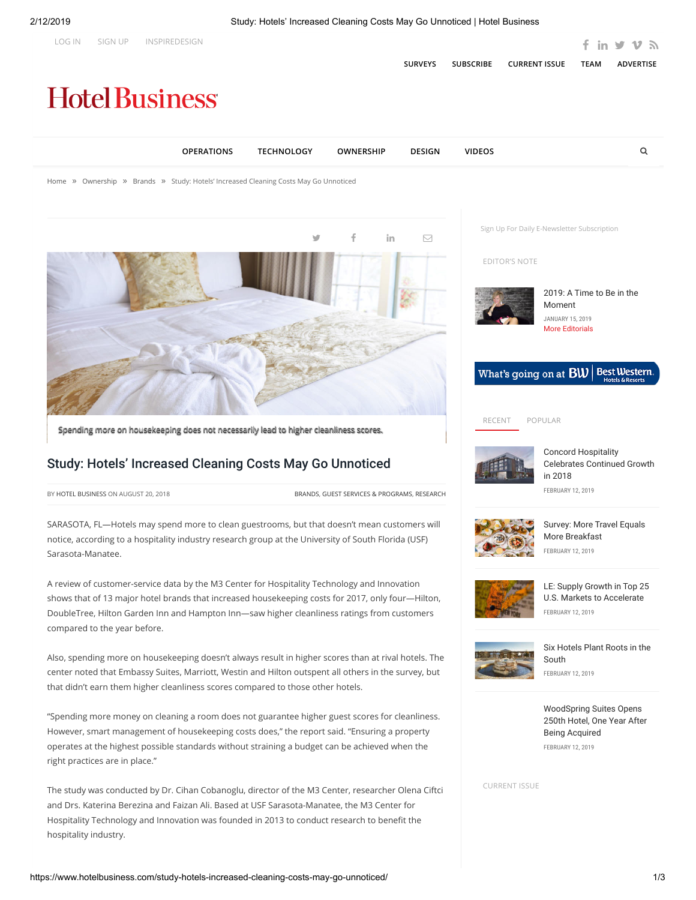LOG IN SIGN UP INSPIREDESIGN

SURVEYS SUBSCRIBE CURRENT ISSUE TEAM ADVERTISE

# Hotel Business

OPERATIONS TECHNOLOGY OWNERSHIP DESIGN VIDEOS

Home » Ownership » Brands » Study: Hotels' Increased Cleaning Costs May Go Unnoticed

Spending more on housekeeping does not necessarily lead to higher cleanliness scores.

## Study: Hotels' Increased Cleaning Costs May Go Unnoticed

BY HOTEL BUSINESS ON AUGUST 20, 2018

BRANDS, GUEST SERVICES & PROGRAMS, RESEARCH

SARASOTA, FL—Hotels may spend more to clean guestrooms, but that doesn't mean customers will notice, according to a hospitality industry research group at the University of South Florida (USF) Sarasota-Manatee.

A review of customer-service data by the M3 Center for Hospitality Technology and Innovation shows that of 13 major hotel brands that increased housekeeping costs for 2017, only four—Hilton, DoubleTree, Hilton Garden Inn and Hampton Inn—saw higher cleanliness ratings from customers compared to the year before.

Also, spending more on housekeeping doesn't always result in higher scores than at rival hotels. The center noted that Embassy Suites, Marriott, Westin and Hilton outspent all others in the survey, but that didn't earn them higher cleanliness scores compared to those other hotels.

"Spending more money on cleaning a room does not guarantee higher guest scores for cleanliness. However, smart management of housekeeping costs does," the report said. "Ensuring a property operates at the highest possible standards without straining a budget can be achieved when the right practices are in place."

The study was conducted by Dr. Cihan Cobanoglu, director of the M3 Center, researcher Olena Ciftci and Drs. Katerina Berezina and Faizan Ali. Based at USF Sarasota-Manatee, the M3 Center for Hospitality Technology and Innovation was founded in 2013 to conduct research to benefit the hospitality industry.

Sign Up For Daily E-Newsletter Subscription

EDITOR'S NOTE

2019: A Time to Be in the Moment
JANUARY 15, 2019
More Editorials

What's going on at BW Best Western Hotels & Resorts

RECENT POPULAR

Concord Hospitality Celebrates Continued Growth in 2018
FEBRUARY 12, 2019

Survey: More Travel Equals More Breakfast
FEBRUARY 12, 2019

LE: Supply Growth in Top 25 U.S. Markets to Accelerate
FEBRUARY 12, 2019

Six Hotels Plant Roots in the South
FEBRUARY 12, 2019

WoodSpring Suites Opens 250th Hotel, One Year After Being Acquired
FEBRUARY 12, 2019

CURRENT ISSUE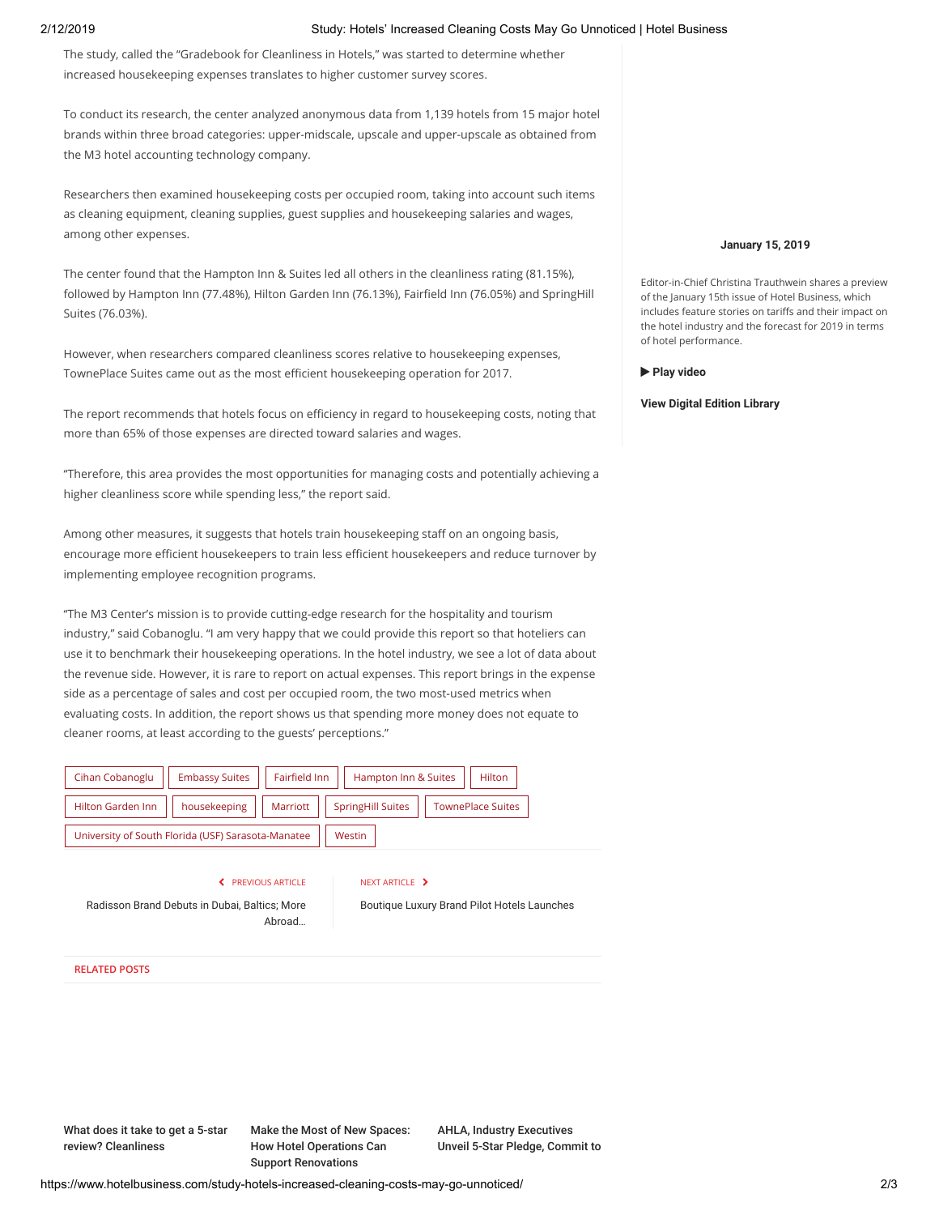The study, called the "Gradebook for Cleanliness in Hotels," was started to determine whether increased housekeeping expenses translates to higher customer survey scores.

To conduct its research, the center analyzed anonymous data from 1,139 hotels from 15 major hotel brands within three broad categories: upper-midscale, upscale and upper-upscale as obtained from the M3 hotel accounting technology company.

Researchers then examined housekeeping costs per occupied room, taking into account such items as cleaning equipment, cleaning supplies, guest supplies and housekeeping salaries and wages, among other expenses.

The center found that the Hampton Inn & Suites led all others in the cleanliness rating (81.15%), followed by Hampton Inn (77.48%), Hilton Garden Inn (76.13%), Fairfield Inn (76.05%) and SpringHill Suites (76.03%).

However, when researchers compared cleanliness scores relative to housekeeping expenses, TownePlace Suites came out as the most efficient housekeeping operation for 2017.

The report recommends that hotels focus on efficiency in regard to housekeeping costs, noting that more than 65% of those expenses are directed toward salaries and wages.

"Therefore, this area provides the most opportunities for managing costs and potentially achieving a higher cleanliness score while spending less," the report said.

Among other measures, it suggests that hotels train housekeeping staff on an ongoing basis, encourage more efficient housekeepers to train less efficient housekeepers and reduce turnover by implementing employee recognition programs.

"The M3 Center's mission is to provide cutting-edge research for the hospitality and tourism industry," said Cobanoglu. "I am very happy that we could provide this report so that hoteliers can use it to benchmark their housekeeping operations. In the hotel industry, we see a lot of data about the revenue side. However, it is rare to report on actual expenses. This report brings in the expense side as a percentage of sales and cost per occupied room, the two most-used metrics when evaluating costs. In addition, the report shows us that spending more money does not equate to cleaner rooms, at least according to the guests' perceptions."

Cihan Cobanoglu | Embassy Suites | Fairfield Inn | Hampton Inn & Suites | Hilton | Hilton Garden Inn | housekeeping | Marriott | SpringHill Suites | TownePlace Suites | University of South Florida (USF) Sarasota-Manatee | Westin

PREVIOUS ARTICLE
Radisson Brand Debuts in Dubai, Baltics; More Abroad…

NEXT ARTICLE
Boutique Luxury Brand Pilot Hotels Launches

RELATED POSTS

What does it take to get a 5-star review? Cleanliness

Make the Most of New Spaces: How Hotel Operations Can Support Renovations

AHLA, Industry Executives Unveil 5-Star Pledge, Commit to

**January 15, 2019**

Editor-in-Chief Christina Trauthwein shares a preview of the January 15th issue of Hotel Business, which includes feature stories on tariffs and their impact on the hotel industry and the forecast for 2019 in terms of hotel performance.

**▶ Play video**

**View Digital Edition Library**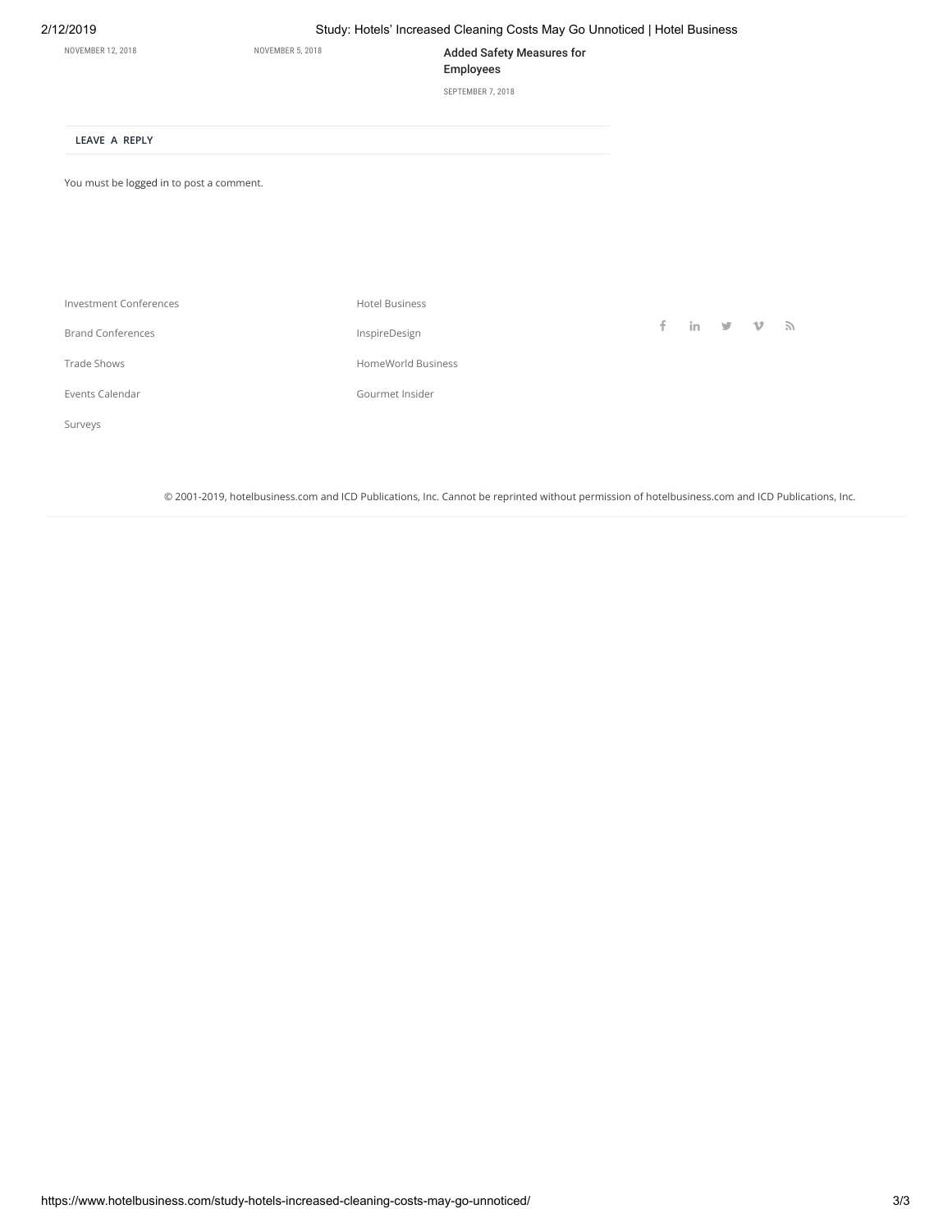NOVEMBER 12, 2018

NOVEMBER 5, 2018

Added Safety Measures for Employees

SEPTEMBER 7, 2018

**LEAVE A REPLY**

You must be logged in to post a comment.

Investment Conferences

Brand Conferences

Trade Shows

Events Calendar

Surveys

Hotel Business

InspireDesign

HomeWorld Business

Gourmet Insider

© 2001-2019, hotelbusiness.com and ICD Publications, Inc. Cannot be reprinted without permission of hotelbusiness.com and ICD Publications, Inc.